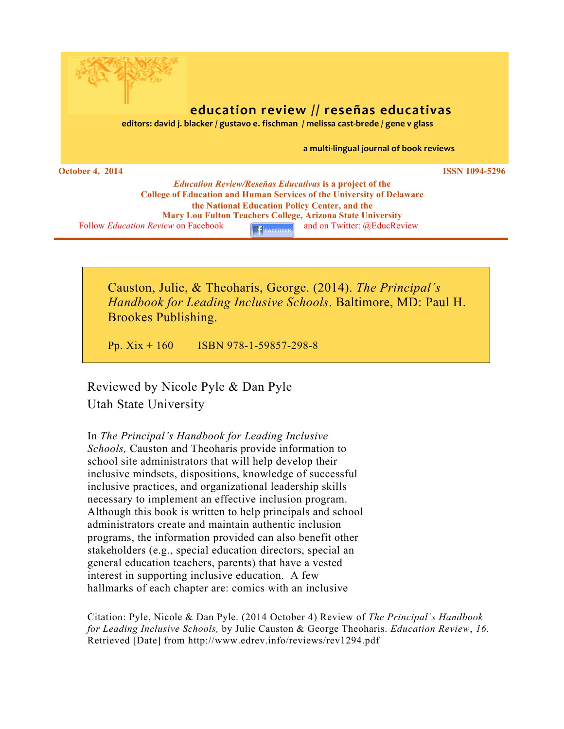# education review // reseñas educativas

**editors: david j. blacker / gustavo e. fischman / melissa cast-brede / gene v glass**

**a multi-lingual journal of book reviews**

**October 4, 2014** **ISSN 1094-5296**

***Education Review/Reseñas Educativas* is a project of the College of Education and Human Services of the University of Delaware the National Education Policy Center, and the Mary Lou Fulton Teachers College, Arizona State University**

Follow *Education Review* on Facebook and on Twitter: @EducReview

Causton, Julie, & Theoharis, George. (2014). *The Principal's Handbook for Leading Inclusive Schools*. Baltimore, MD: Paul H. Brookes Publishing.

Pp. Xix + 160 ISBN 978-1-59857-298-8

Reviewed by Nicole Pyle & Dan Pyle
Utah State University

In *The Principal's Handbook for Leading Inclusive Schools,* Causton and Theoharis provide information to school site administrators that will help develop their inclusive mindsets, dispositions, knowledge of successful inclusive practices, and organizational leadership skills necessary to implement an effective inclusion program. Although this book is written to help principals and school administrators create and maintain authentic inclusion programs, the information provided can also benefit other stakeholders (e.g., special education directors, special an general education teachers, parents) that have a vested interest in supporting inclusive education. A few hallmarks of each chapter are: comics with an inclusive

Citation: Pyle, Nicole & Dan Pyle. (2014 October 4) Review of *The Principal's Handbook for Leading Inclusive Schools,* by Julie Causton & George Theoharis. *Education Review*, *16.* Retrieved [Date] from http://www.edrev.info/reviews/rev1294.pdf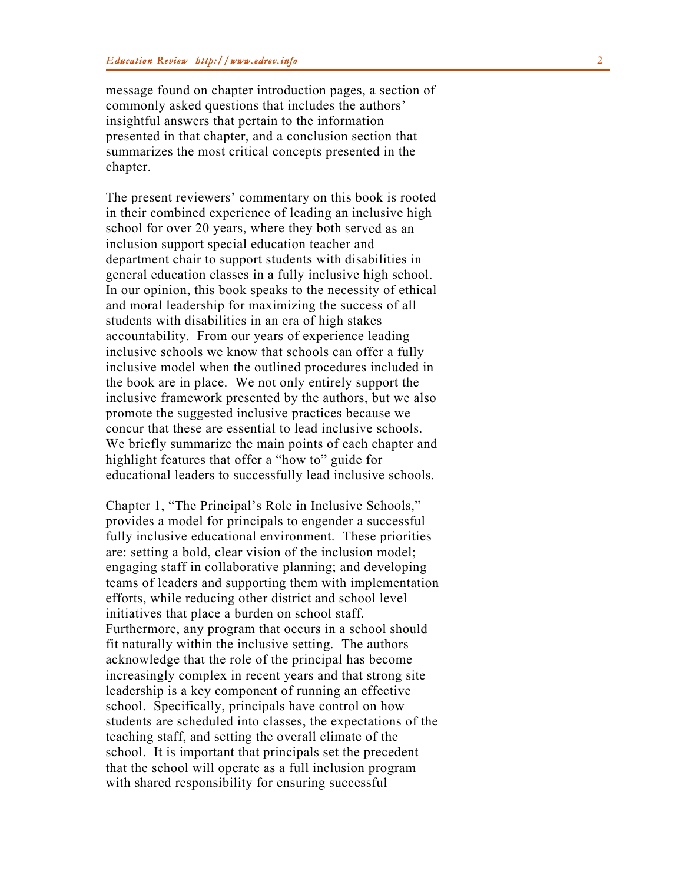message found on chapter introduction pages, a section of commonly asked questions that includes the authors' insightful answers that pertain to the information presented in that chapter, and a conclusion section that summarizes the most critical concepts presented in the chapter.

The present reviewers' commentary on this book is rooted in their combined experience of leading an inclusive high school for over 20 years, where they both served as an inclusion support special education teacher and department chair to support students with disabilities in general education classes in a fully inclusive high school. In our opinion, this book speaks to the necessity of ethical and moral leadership for maximizing the success of all students with disabilities in an era of high stakes accountability. From our years of experience leading inclusive schools we know that schools can offer a fully inclusive model when the outlined procedures included in the book are in place. We not only entirely support the inclusive framework presented by the authors, but we also promote the suggested inclusive practices because we concur that these are essential to lead inclusive schools. We briefly summarize the main points of each chapter and highlight features that offer a "how to" guide for educational leaders to successfully lead inclusive schools.

Chapter 1, "The Principal's Role in Inclusive Schools," provides a model for principals to engender a successful fully inclusive educational environment. These priorities are: setting a bold, clear vision of the inclusion model; engaging staff in collaborative planning; and developing teams of leaders and supporting them with implementation efforts, while reducing other district and school level initiatives that place a burden on school staff. Furthermore, any program that occurs in a school should fit naturally within the inclusive setting. The authors acknowledge that the role of the principal has become increasingly complex in recent years and that strong site leadership is a key component of running an effective school. Specifically, principals have control on how students are scheduled into classes, the expectations of the teaching staff, and setting the overall climate of the school. It is important that principals set the precedent that the school will operate as a full inclusion program with shared responsibility for ensuring successful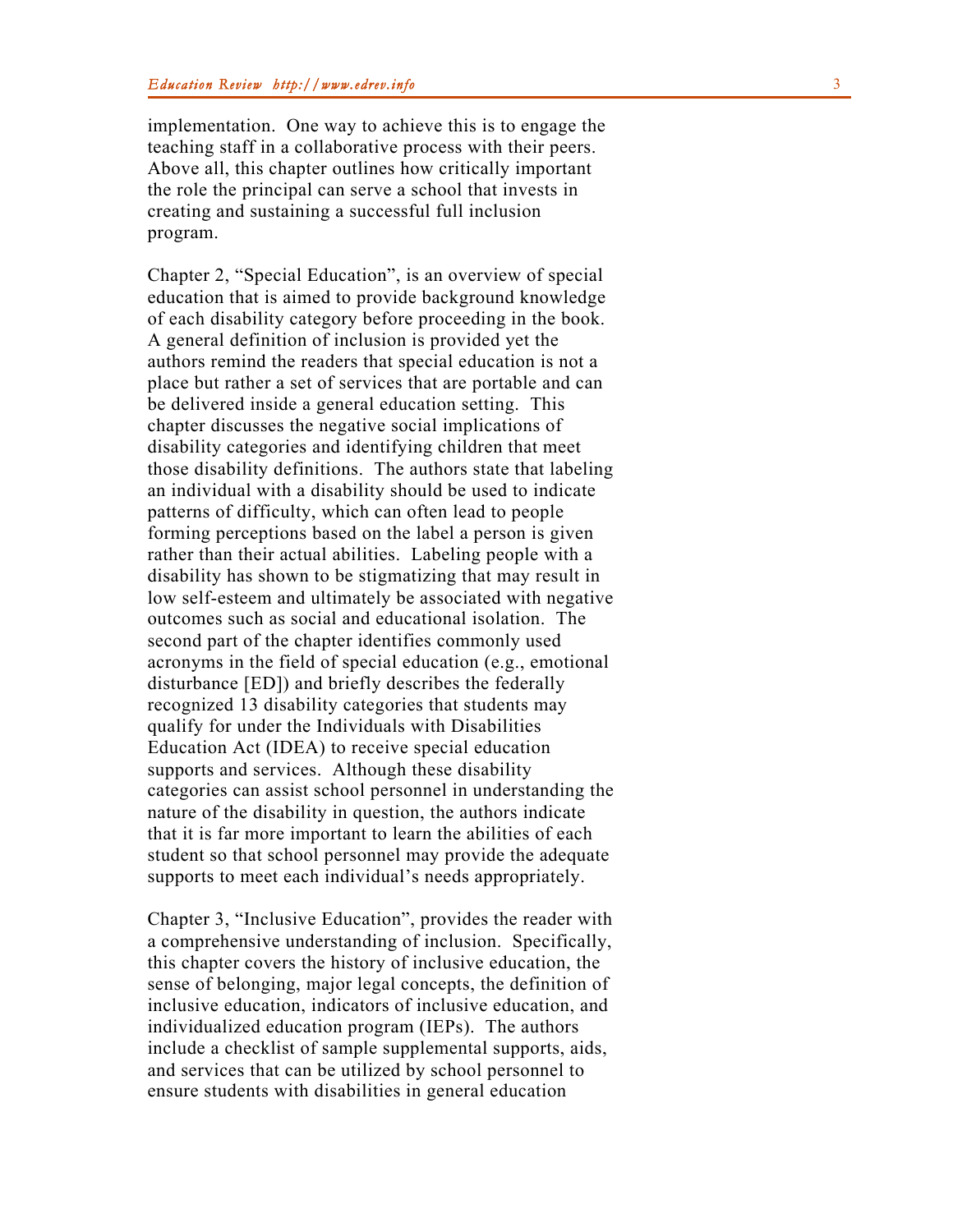implementation. One way to achieve this is to engage the teaching staff in a collaborative process with their peers. Above all, this chapter outlines how critically important the role the principal can serve a school that invests in creating and sustaining a successful full inclusion program.

Chapter 2, "Special Education", is an overview of special education that is aimed to provide background knowledge of each disability category before proceeding in the book. A general definition of inclusion is provided yet the authors remind the readers that special education is not a place but rather a set of services that are portable and can be delivered inside a general education setting. This chapter discusses the negative social implications of disability categories and identifying children that meet those disability definitions. The authors state that labeling an individual with a disability should be used to indicate patterns of difficulty, which can often lead to people forming perceptions based on the label a person is given rather than their actual abilities. Labeling people with a disability has shown to be stigmatizing that may result in low self-esteem and ultimately be associated with negative outcomes such as social and educational isolation. The second part of the chapter identifies commonly used acronyms in the field of special education (e.g., emotional disturbance [ED]) and briefly describes the federally recognized 13 disability categories that students may qualify for under the Individuals with Disabilities Education Act (IDEA) to receive special education supports and services. Although these disability categories can assist school personnel in understanding the nature of the disability in question, the authors indicate that it is far more important to learn the abilities of each student so that school personnel may provide the adequate supports to meet each individual's needs appropriately.

Chapter 3, "Inclusive Education", provides the reader with a comprehensive understanding of inclusion. Specifically, this chapter covers the history of inclusive education, the sense of belonging, major legal concepts, the definition of inclusive education, indicators of inclusive education, and individualized education program (IEPs). The authors include a checklist of sample supplemental supports, aids, and services that can be utilized by school personnel to ensure students with disabilities in general education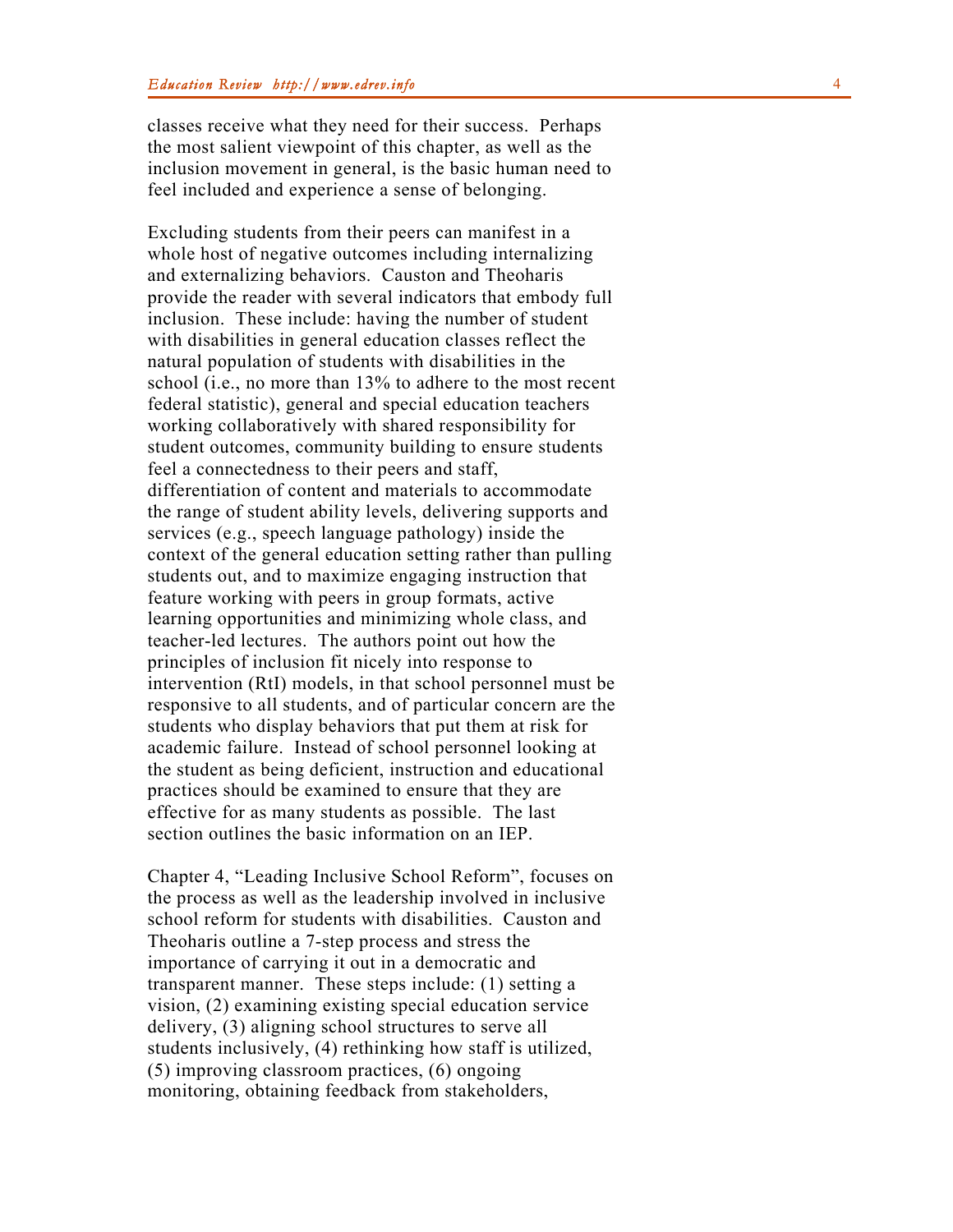classes receive what they need for their success. Perhaps the most salient viewpoint of this chapter, as well as the inclusion movement in general, is the basic human need to feel included and experience a sense of belonging.

Excluding students from their peers can manifest in a whole host of negative outcomes including internalizing and externalizing behaviors. Causton and Theoharis provide the reader with several indicators that embody full inclusion. These include: having the number of student with disabilities in general education classes reflect the natural population of students with disabilities in the school (i.e., no more than 13% to adhere to the most recent federal statistic), general and special education teachers working collaboratively with shared responsibility for student outcomes, community building to ensure students feel a connectedness to their peers and staff, differentiation of content and materials to accommodate the range of student ability levels, delivering supports and services (e.g., speech language pathology) inside the context of the general education setting rather than pulling students out, and to maximize engaging instruction that feature working with peers in group formats, active learning opportunities and minimizing whole class, and teacher-led lectures. The authors point out how the principles of inclusion fit nicely into response to intervention (RtI) models, in that school personnel must be responsive to all students, and of particular concern are the students who display behaviors that put them at risk for academic failure. Instead of school personnel looking at the student as being deficient, instruction and educational practices should be examined to ensure that they are effective for as many students as possible. The last section outlines the basic information on an IEP.

Chapter 4, "Leading Inclusive School Reform", focuses on the process as well as the leadership involved in inclusive school reform for students with disabilities. Causton and Theoharis outline a 7-step process and stress the importance of carrying it out in a democratic and transparent manner. These steps include: (1) setting a vision, (2) examining existing special education service delivery, (3) aligning school structures to serve all students inclusively, (4) rethinking how staff is utilized, (5) improving classroom practices, (6) ongoing monitoring, obtaining feedback from stakeholders,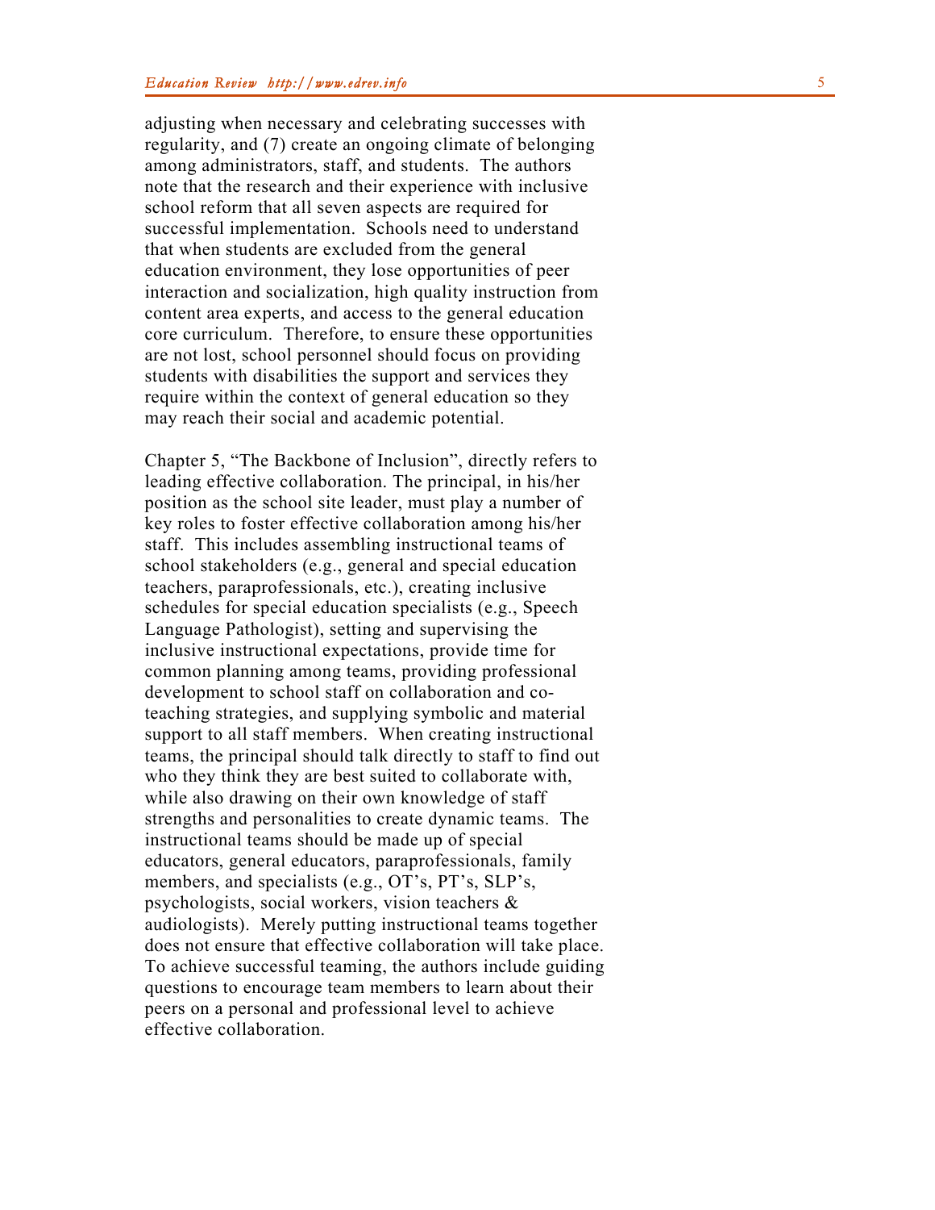adjusting when necessary and celebrating successes with regularity, and (7) create an ongoing climate of belonging among administrators, staff, and students. The authors note that the research and their experience with inclusive school reform that all seven aspects are required for successful implementation. Schools need to understand that when students are excluded from the general education environment, they lose opportunities of peer interaction and socialization, high quality instruction from content area experts, and access to the general education core curriculum. Therefore, to ensure these opportunities are not lost, school personnel should focus on providing students with disabilities the support and services they require within the context of general education so they may reach their social and academic potential.

Chapter 5, "The Backbone of Inclusion", directly refers to leading effective collaboration. The principal, in his/her position as the school site leader, must play a number of key roles to foster effective collaboration among his/her staff. This includes assembling instructional teams of school stakeholders (e.g., general and special education teachers, paraprofessionals, etc.), creating inclusive schedules for special education specialists (e.g., Speech Language Pathologist), setting and supervising the inclusive instructional expectations, provide time for common planning among teams, providing professional development to school staff on collaboration and co-teaching strategies, and supplying symbolic and material support to all staff members. When creating instructional teams, the principal should talk directly to staff to find out who they think they are best suited to collaborate with, while also drawing on their own knowledge of staff strengths and personalities to create dynamic teams. The instructional teams should be made up of special educators, general educators, paraprofessionals, family members, and specialists (e.g., OT's, PT's, SLP's, psychologists, social workers, vision teachers & audiologists). Merely putting instructional teams together does not ensure that effective collaboration will take place. To achieve successful teaming, the authors include guiding questions to encourage team members to learn about their peers on a personal and professional level to achieve effective collaboration.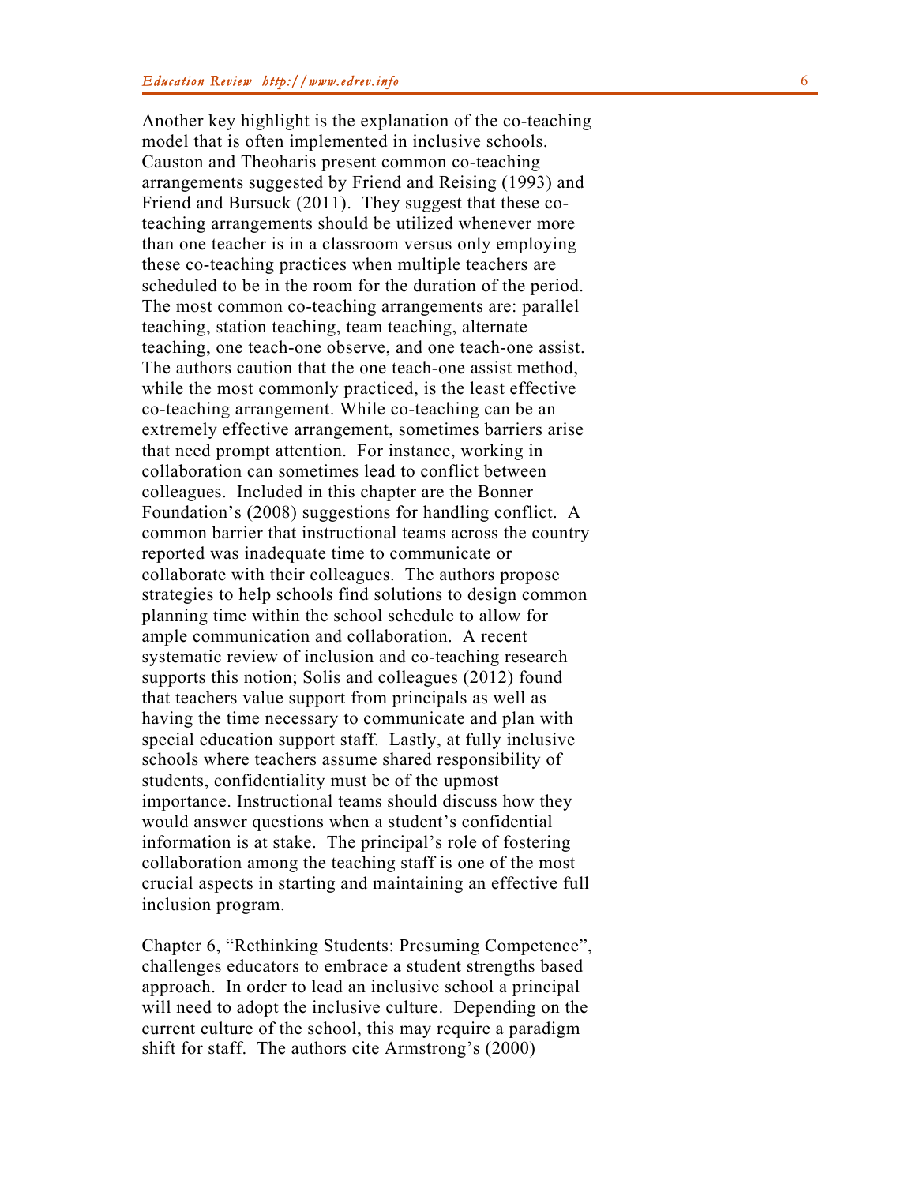Another key highlight is the explanation of the co-teaching model that is often implemented in inclusive schools. Causton and Theoharis present common co-teaching arrangements suggested by Friend and Reising (1993) and Friend and Bursuck (2011). They suggest that these co-teaching arrangements should be utilized whenever more than one teacher is in a classroom versus only employing these co-teaching practices when multiple teachers are scheduled to be in the room for the duration of the period. The most common co-teaching arrangements are: parallel teaching, station teaching, team teaching, alternate teaching, one teach-one observe, and one teach-one assist. The authors caution that the one teach-one assist method, while the most commonly practiced, is the least effective co-teaching arrangement. While co-teaching can be an extremely effective arrangement, sometimes barriers arise that need prompt attention. For instance, working in collaboration can sometimes lead to conflict between colleagues. Included in this chapter are the Bonner Foundation's (2008) suggestions for handling conflict. A common barrier that instructional teams across the country reported was inadequate time to communicate or collaborate with their colleagues. The authors propose strategies to help schools find solutions to design common planning time within the school schedule to allow for ample communication and collaboration. A recent systematic review of inclusion and co-teaching research supports this notion; Solis and colleagues (2012) found that teachers value support from principals as well as having the time necessary to communicate and plan with special education support staff. Lastly, at fully inclusive schools where teachers assume shared responsibility of students, confidentiality must be of the upmost importance. Instructional teams should discuss how they would answer questions when a student's confidential information is at stake. The principal's role of fostering collaboration among the teaching staff is one of the most crucial aspects in starting and maintaining an effective full inclusion program.

Chapter 6, "Rethinking Students: Presuming Competence", challenges educators to embrace a student strengths based approach. In order to lead an inclusive school a principal will need to adopt the inclusive culture. Depending on the current culture of the school, this may require a paradigm shift for staff. The authors cite Armstrong's (2000)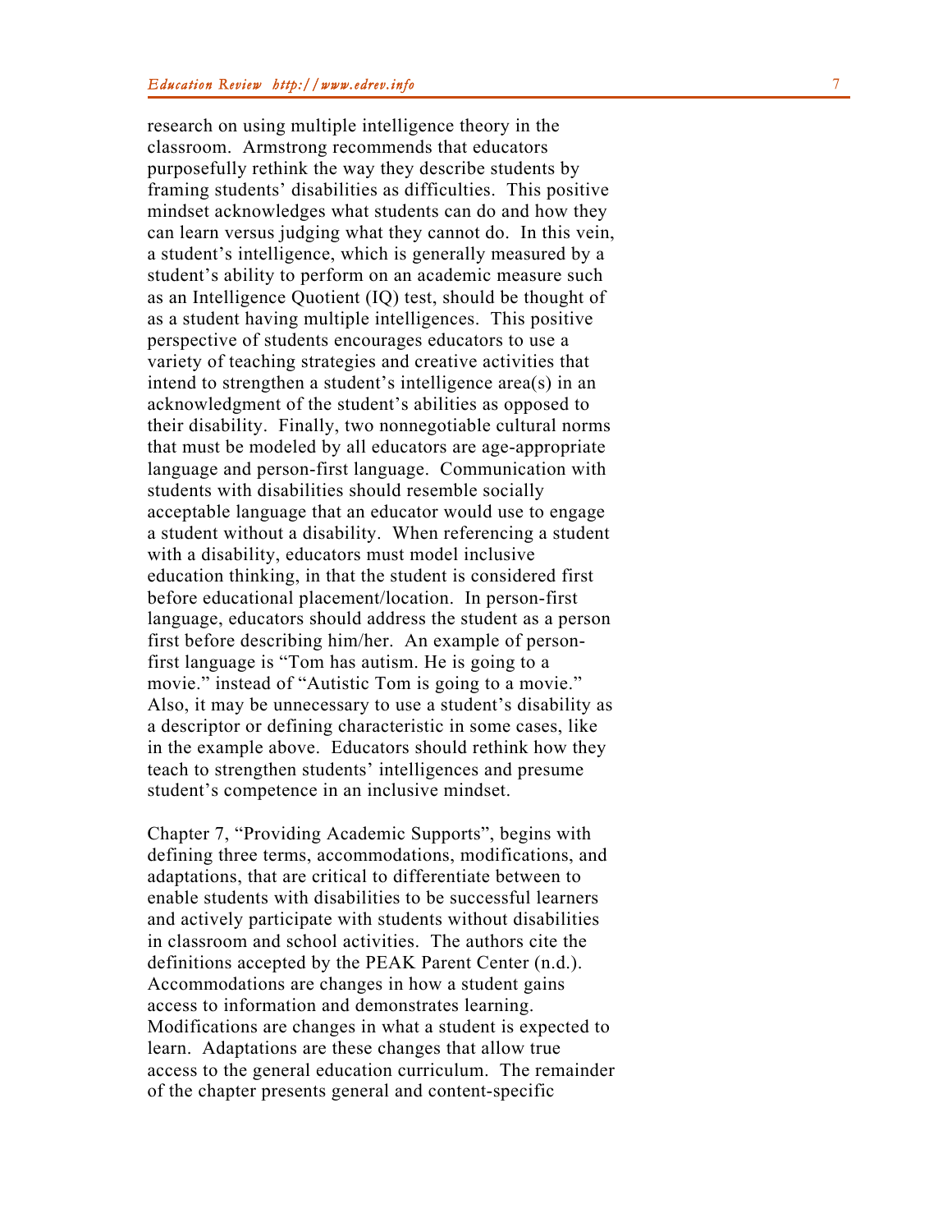research on using multiple intelligence theory in the classroom. Armstrong recommends that educators purposefully rethink the way they describe students by framing students' disabilities as difficulties. This positive mindset acknowledges what students can do and how they can learn versus judging what they cannot do. In this vein, a student's intelligence, which is generally measured by a student's ability to perform on an academic measure such as an Intelligence Quotient (IQ) test, should be thought of as a student having multiple intelligences. This positive perspective of students encourages educators to use a variety of teaching strategies and creative activities that intend to strengthen a student's intelligence area(s) in an acknowledgment of the student's abilities as opposed to their disability. Finally, two nonnegotiable cultural norms that must be modeled by all educators are age-appropriate language and person-first language. Communication with students with disabilities should resemble socially acceptable language that an educator would use to engage a student without a disability. When referencing a student with a disability, educators must model inclusive education thinking, in that the student is considered first before educational placement/location. In person-first language, educators should address the student as a person first before describing him/her. An example of person-first language is "Tom has autism. He is going to a movie." instead of "Autistic Tom is going to a movie." Also, it may be unnecessary to use a student's disability as a descriptor or defining characteristic in some cases, like in the example above. Educators should rethink how they teach to strengthen students' intelligences and presume student's competence in an inclusive mindset.

Chapter 7, "Providing Academic Supports", begins with defining three terms, accommodations, modifications, and adaptations, that are critical to differentiate between to enable students with disabilities to be successful learners and actively participate with students without disabilities in classroom and school activities. The authors cite the definitions accepted by the PEAK Parent Center (n.d.). Accommodations are changes in how a student gains access to information and demonstrates learning. Modifications are changes in what a student is expected to learn. Adaptations are these changes that allow true access to the general education curriculum. The remainder of the chapter presents general and content-specific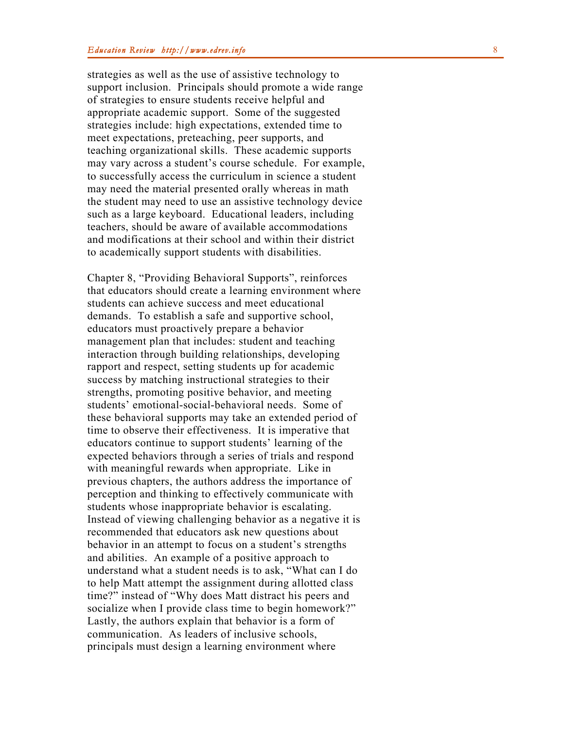strategies as well as the use of assistive technology to support inclusion. Principals should promote a wide range of strategies to ensure students receive helpful and appropriate academic support. Some of the suggested strategies include: high expectations, extended time to meet expectations, preteaching, peer supports, and teaching organizational skills. These academic supports may vary across a student's course schedule. For example, to successfully access the curriculum in science a student may need the material presented orally whereas in math the student may need to use an assistive technology device such as a large keyboard. Educational leaders, including teachers, should be aware of available accommodations and modifications at their school and within their district to academically support students with disabilities.

Chapter 8, "Providing Behavioral Supports", reinforces that educators should create a learning environment where students can achieve success and meet educational demands. To establish a safe and supportive school, educators must proactively prepare a behavior management plan that includes: student and teaching interaction through building relationships, developing rapport and respect, setting students up for academic success by matching instructional strategies to their strengths, promoting positive behavior, and meeting students' emotional-social-behavioral needs. Some of these behavioral supports may take an extended period of time to observe their effectiveness. It is imperative that educators continue to support students' learning of the expected behaviors through a series of trials and respond with meaningful rewards when appropriate. Like in previous chapters, the authors address the importance of perception and thinking to effectively communicate with students whose inappropriate behavior is escalating. Instead of viewing challenging behavior as a negative it is recommended that educators ask new questions about behavior in an attempt to focus on a student's strengths and abilities. An example of a positive approach to understand what a student needs is to ask, "What can I do to help Matt attempt the assignment during allotted class time?" instead of "Why does Matt distract his peers and socialize when I provide class time to begin homework?" Lastly, the authors explain that behavior is a form of communication. As leaders of inclusive schools, principals must design a learning environment where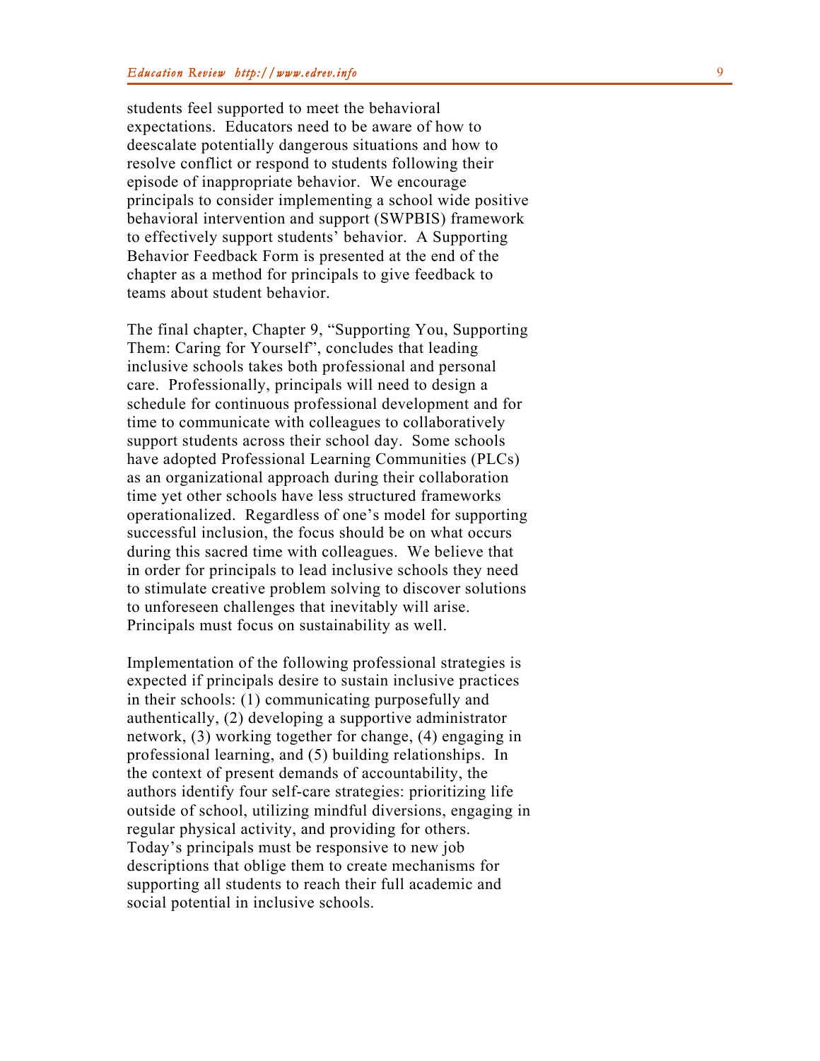students feel supported to meet the behavioral expectations. Educators need to be aware of how to deescalate potentially dangerous situations and how to resolve conflict or respond to students following their episode of inappropriate behavior. We encourage principals to consider implementing a school wide positive behavioral intervention and support (SWPBIS) framework to effectively support students' behavior. A Supporting Behavior Feedback Form is presented at the end of the chapter as a method for principals to give feedback to teams about student behavior.

The final chapter, Chapter 9, "Supporting You, Supporting Them: Caring for Yourself", concludes that leading inclusive schools takes both professional and personal care. Professionally, principals will need to design a schedule for continuous professional development and for time to communicate with colleagues to collaboratively support students across their school day. Some schools have adopted Professional Learning Communities (PLCs) as an organizational approach during their collaboration time yet other schools have less structured frameworks operationalized. Regardless of one's model for supporting successful inclusion, the focus should be on what occurs during this sacred time with colleagues. We believe that in order for principals to lead inclusive schools they need to stimulate creative problem solving to discover solutions to unforeseen challenges that inevitably will arise. Principals must focus on sustainability as well.

Implementation of the following professional strategies is expected if principals desire to sustain inclusive practices in their schools: (1) communicating purposefully and authentically, (2) developing a supportive administrator network, (3) working together for change, (4) engaging in professional learning, and (5) building relationships. In the context of present demands of accountability, the authors identify four self-care strategies: prioritizing life outside of school, utilizing mindful diversions, engaging in regular physical activity, and providing for others. Today's principals must be responsive to new job descriptions that oblige them to create mechanisms for supporting all students to reach their full academic and social potential in inclusive schools.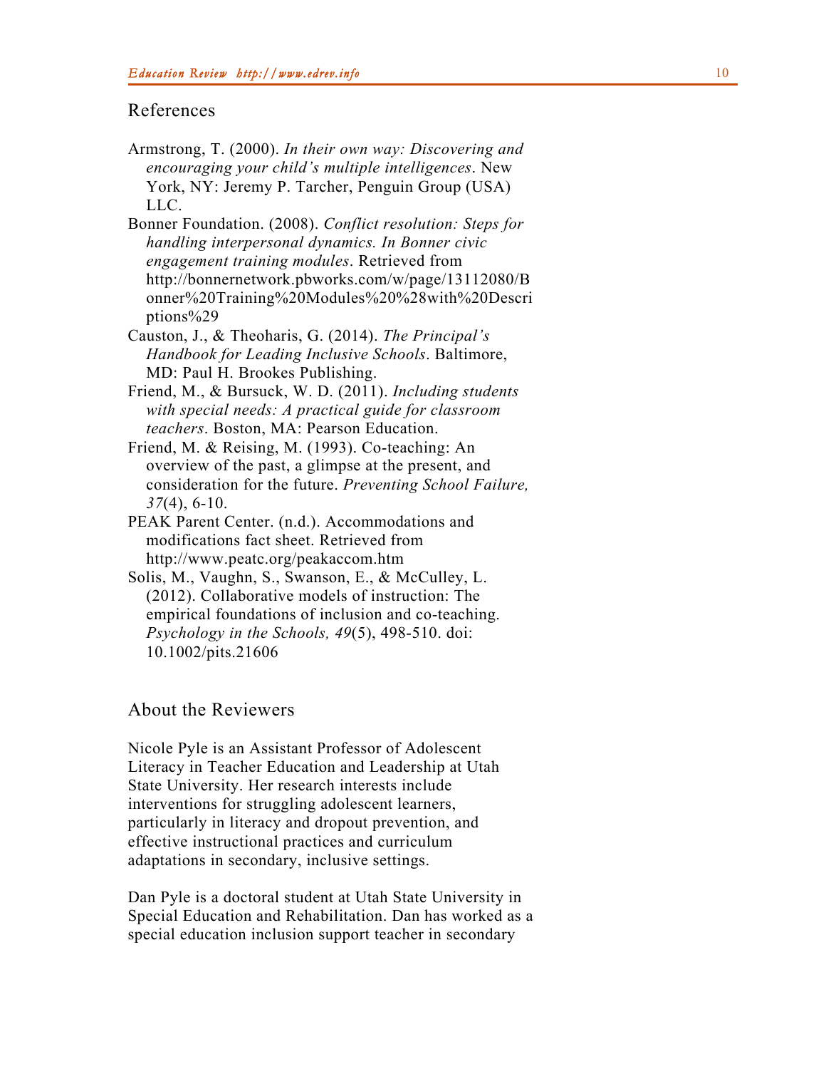## References

Armstrong, T. (2000). *In their own way: Discovering and encouraging your child's multiple intelligences*. New York, NY: Jeremy P. Tarcher, Penguin Group (USA) LLC.

Bonner Foundation. (2008). *Conflict resolution: Steps for handling interpersonal dynamics. In Bonner civic engagement training modules*. Retrieved from http://bonnernetwork.pbworks.com/w/page/13112080/Bonner%20Training%20Modules%20%28with%20Descriptions%29

Causton, J., & Theoharis, G. (2014). *The Principal's Handbook for Leading Inclusive Schools*. Baltimore, MD: Paul H. Brookes Publishing.

Friend, M., & Bursuck, W. D. (2011). *Including students with special needs: A practical guide for classroom teachers*. Boston, MA: Pearson Education.

Friend, M. & Reising, M. (1993). Co-teaching: An overview of the past, a glimpse at the present, and consideration for the future. *Preventing School Failure, 37*(4), 6-10.

PEAK Parent Center. (n.d.). Accommodations and modifications fact sheet. Retrieved from http://www.peatc.org/peakaccom.htm

Solis, M., Vaughn, S., Swanson, E., & McCulley, L. (2012). Collaborative models of instruction: The empirical foundations of inclusion and co-teaching. *Psychology in the Schools, 49*(5), 498-510. doi: 10.1002/pits.21606

## About the Reviewers

Nicole Pyle is an Assistant Professor of Adolescent Literacy in Teacher Education and Leadership at Utah State University. Her research interests include interventions for struggling adolescent learners, particularly in literacy and dropout prevention, and effective instructional practices and curriculum adaptations in secondary, inclusive settings.

Dan Pyle is a doctoral student at Utah State University in Special Education and Rehabilitation. Dan has worked as a special education inclusion support teacher in secondary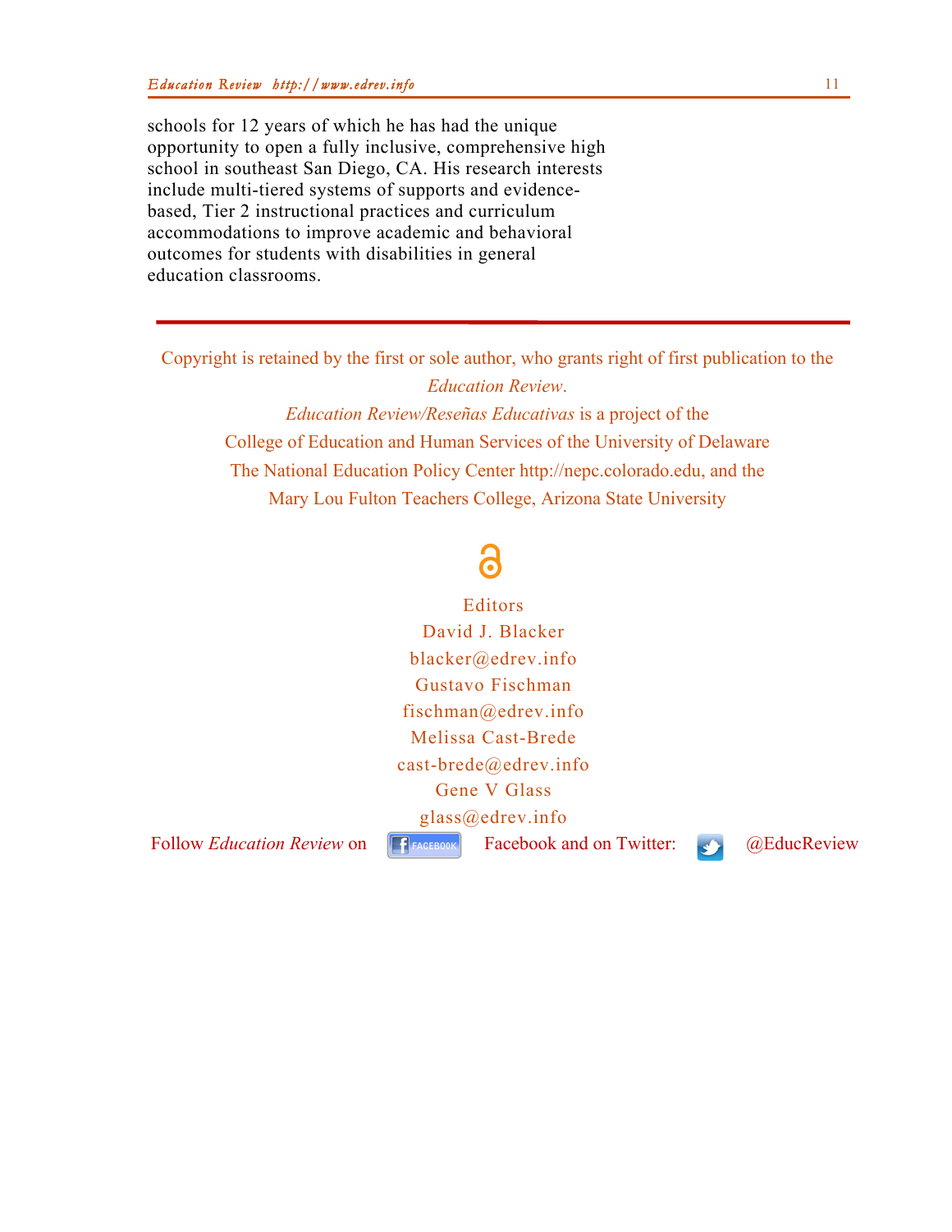schools for 12 years of which he has had the unique opportunity to open a fully inclusive, comprehensive high school in southeast San Diego, CA. His research interests include multi-tiered systems of supports and evidence-based, Tier 2 instructional practices and curriculum accommodations to improve academic and behavioral outcomes for students with disabilities in general education classrooms.

---

Copyright is retained by the first or sole author, who grants right of first publication to the *Education Review*.

*Education Review/Reseñas Educativas* is a project of the
College of Education and Human Services of the University of Delaware
The National Education Policy Center http://nepc.colorado.edu, and the
Mary Lou Fulton Teachers College, Arizona State University

Editors
David J. Blacker
blacker@edrev.info
Gustavo Fischman
fischman@edrev.info
Melissa Cast-Brede
cast-brede@edrev.info
Gene V Glass
glass@edrev.info

Follow *Education Review* on Facebook and on Twitter: @EducReview